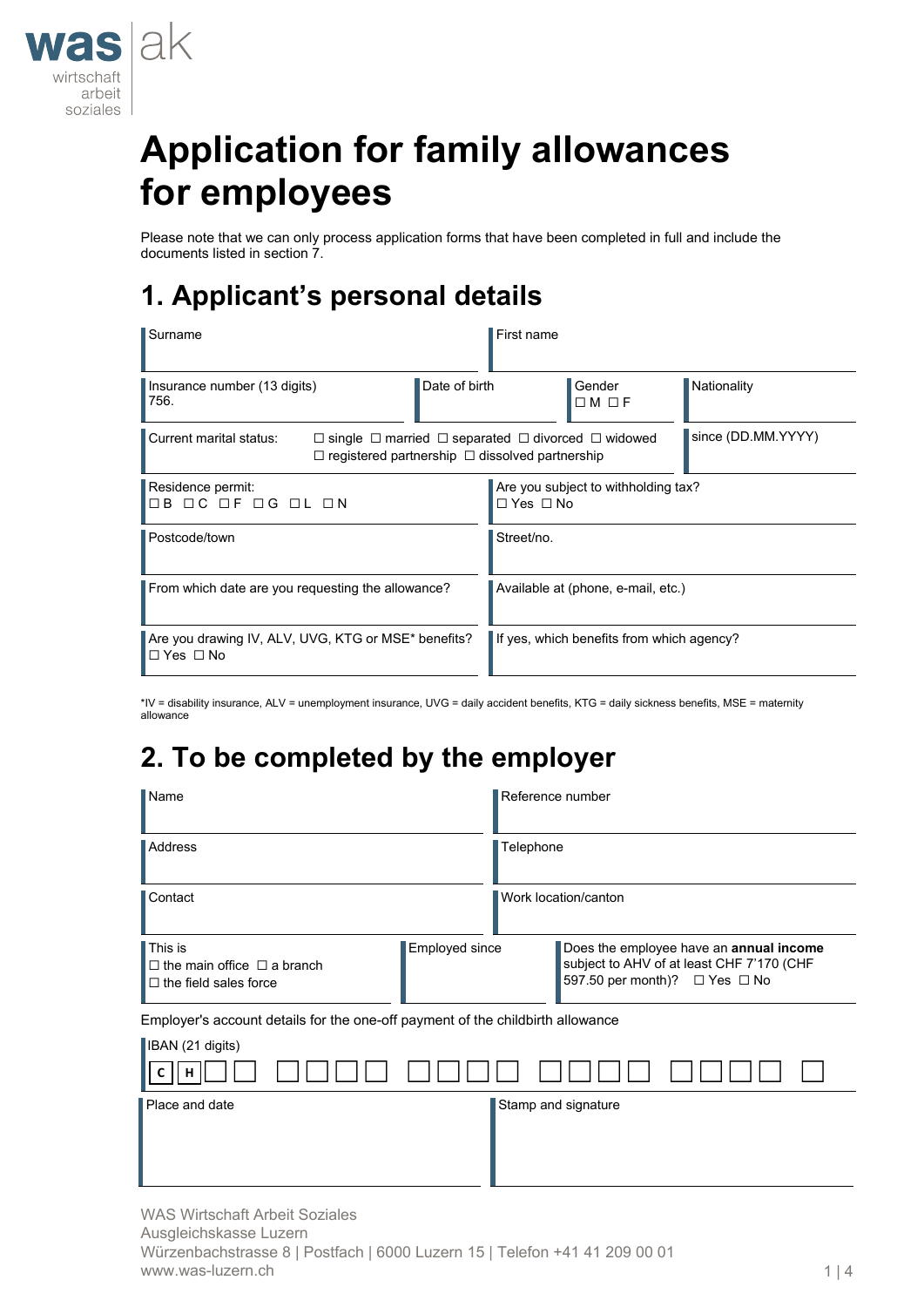was | ak
wirtschaft
arbeit
soziales

# Application for family allowances for employees

Please note that we can only process application forms that have been completed in full and include the documents listed in section 7.

## 1. Applicant's personal details

| Surname | | First name | |
|---|---|---|---|
| Insurance number (13 digits) 756. | Date of birth | Gender ☐ M ☐ F | Nationality |
| Current marital status: ☐ single ☐ married ☐ separated ☐ divorced ☐ widowed ☐ registered partnership ☐ dissolved partnership | | | since (DD.MM.YYYY) |
| Residence permit: ☐ B ☐ C ☐ F ☐ G ☐ L ☐ N | | Are you subject to withholding tax? ☐ Yes ☐ No | |
| Postcode/town | | Street/no. | |
| From which date are you requesting the allowance? | | Available at (phone, e-mail, etc.) | |
| Are you drawing IV, ALV, UVG, KTG or MSE* benefits? ☐ Yes ☐ No | | If yes, which benefits from which agency? | |

*IV = disability insurance, ALV = unemployment insurance, UVG = daily accident benefits, KTG = daily sickness benefits, MSE = maternity allowance

## 2. To be completed by the employer

| Name | | Reference number |
|---|---|---|
| Address | | Telephone |
| Contact | | Work location/canton |
| This is ☐ the main office ☐ a branch ☐ the field sales force | Employed since | Does the employee have an **annual income** subject to AHV of at least CHF 7'170 (CHF 597.50 per month)? ☐ Yes ☐ No |

Employer's account details for the one-off payment of the childbirth allowance

IBAN (21 digits)
C H ☐☐ ☐☐☐☐ ☐☐☐☐ ☐☐☐☐ ☐☐☐☐ ☐

| Place and date | Stamp and signature |
|---|---|
| | |

WAS Wirtschaft Arbeit Soziales
Ausgleichskasse Luzern
Würzenbachstrasse 8 | Postfach | 6000 Luzern 15 | Telefon +41 41 209 00 01
www.was-luzern.ch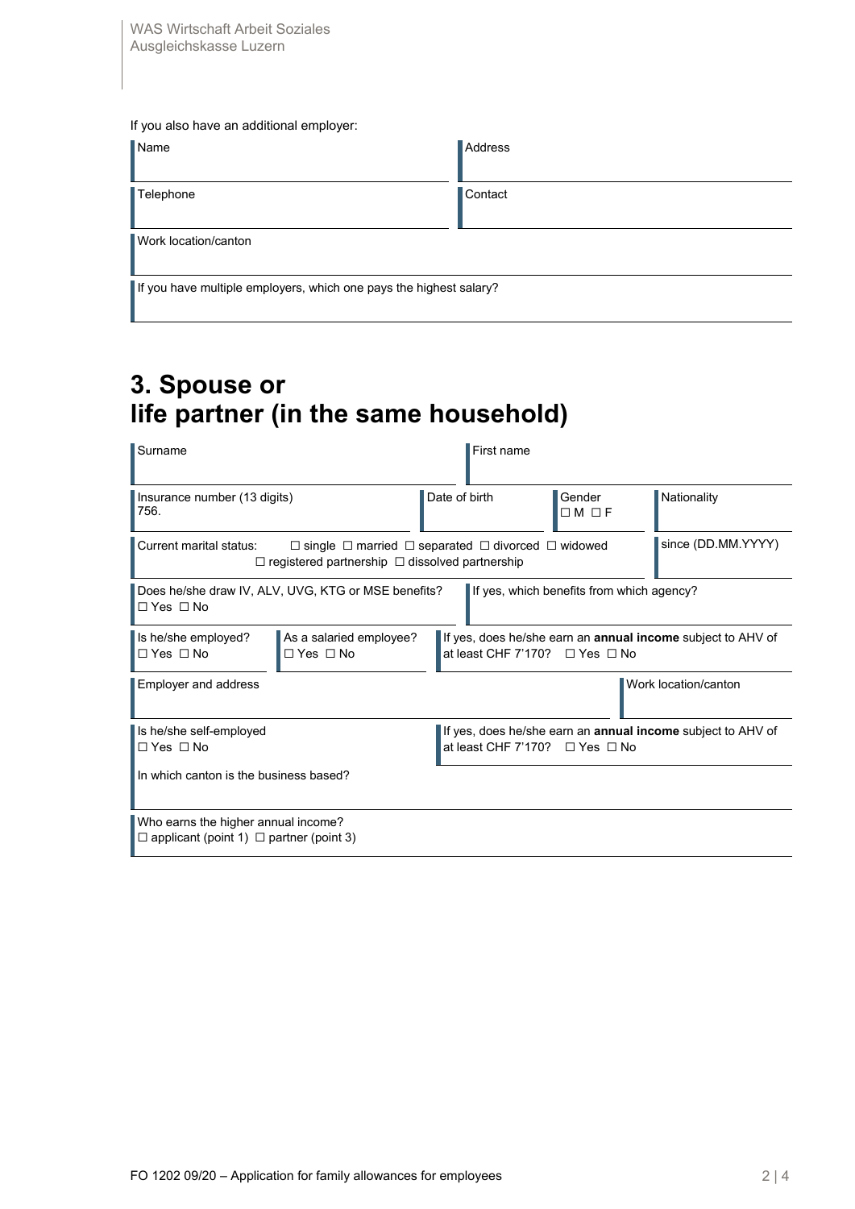If you also have an additional employer:

| Name | Address |
|---|---|
| Telephone | Contact |
| Work location/canton | |
| If you have multiple employers, which one pays the highest salary? | |

# 3. Spouse or life partner (in the same household)

| Surname | | First name | |
|---|---|---|---|
| Insurance number (13 digits) 756. | Date of birth | Gender ☐ M ☐ F | Nationality |
| Current marital status: ☐ single ☐ married ☐ separated ☐ divorced ☐ widowed ☐ registered partnership ☐ dissolved partnership | | | since (DD.MM.YYYY) |
| Does he/she draw IV, ALV, UVG, KTG or MSE benefits? ☐ Yes ☐ No | | If yes, which benefits from which agency? | |
| Is he/she employed? ☐ Yes ☐ No | As a salaried employee? ☐ Yes ☐ No | If yes, does he/she earn an **annual income** subject to AHV of at least CHF 7'170? ☐ Yes ☐ No | |
| Employer and address | | | Work location/canton |
| Is he/she self-employed ☐ Yes ☐ No | | If yes, does he/she earn an **annual income** subject to AHV of at least CHF 7'170? ☐ Yes ☐ No | |
| In which canton is the business based? | | | |
| Who earns the higher annual income? ☐ applicant (point 1) ☐ partner (point 3) | | | |

FO 1202 09/20 – Application for family allowances for employees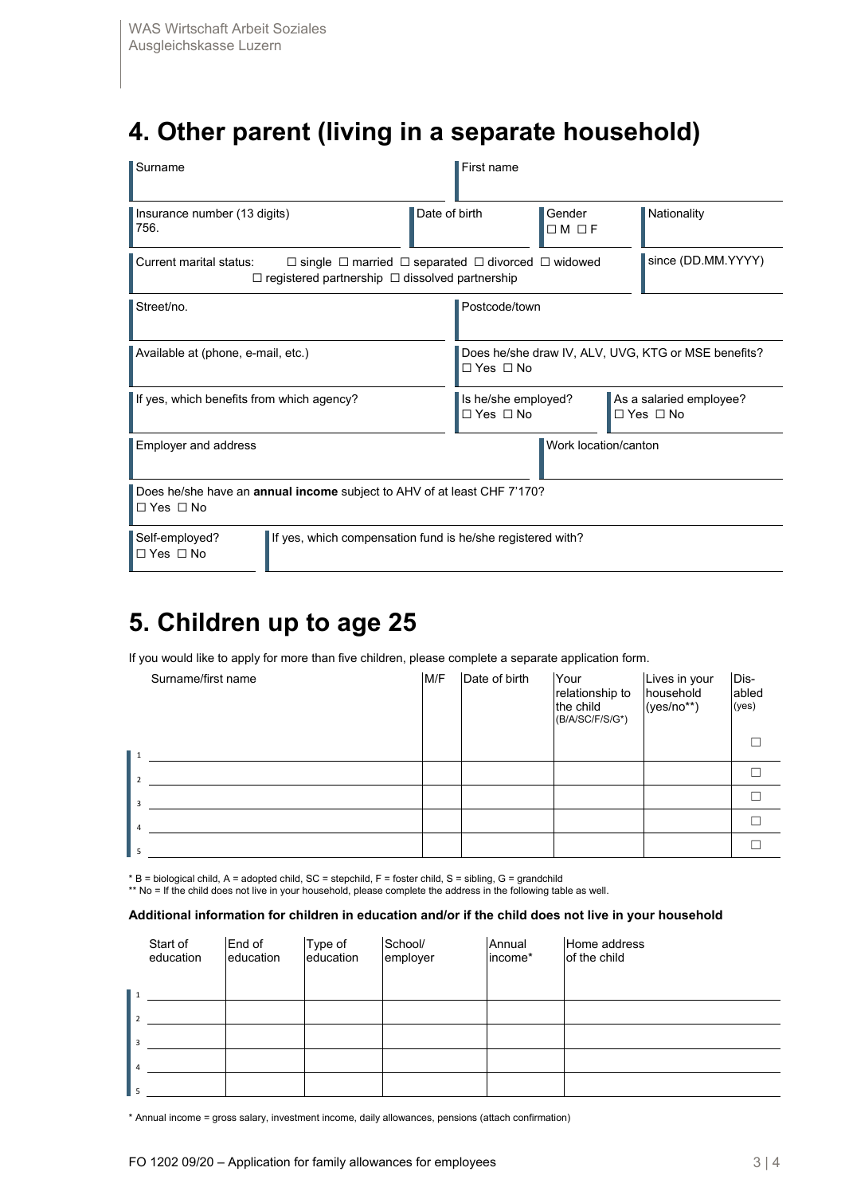# 4. Other parent (living in a separate household)

| Surname | First name |
|---|---|
| | |

| Insurance number (13 digits) | Date of birth | Gender | Nationality |
|---|---|---|---|
| 756. | | ☐ M ☐ F | |

| Current marital status: ☐ single ☐ married ☐ separated ☐ divorced ☐ widowed ☐ registered partnership ☐ dissolved partnership | since (DD.MM.YYYY) |
|---|---|
| | |

| Street/no. | Postcode/town |
|---|---|
| | |

| Available at (phone, e-mail, etc.) | Does he/she draw IV, ALV, UVG, KTG or MSE benefits? ☐ Yes ☐ No |
|---|---|
| | |

| If yes, which benefits from which agency? | Is he/she employed? ☐ Yes ☐ No | As a salaried employee? ☐ Yes ☐ No |
|---|---|---|
| | | |

| Employer and address | Work location/canton |
|---|---|
| | |

Does he/she have an **annual income** subject to AHV of at least CHF 7'170?
☐ Yes ☐ No

| Self-employed? ☐ Yes ☐ No | If yes, which compensation fund is he/she registered with? |
|---|---|
| | |

# 5. Children up to age 25

If you would like to apply for more than five children, please complete a separate application form.

| | Surname/first name | M/F | Date of birth | Your relationship to the child (B/A/SC/F/S/G*) | Lives in your household (yes/no**) | Dis-abled (yes) |
|---|---|---|---|---|---|---|
| 1 | | | | | | ☐ |
| 2 | | | | | | ☐ |
| 3 | | | | | | ☐ |
| 4 | | | | | | ☐ |
| 5 | | | | | | ☐ |

* B = biological child, A = adopted child, SC = stepchild, F = foster child, S = sibling, G = grandchild
** No = If the child does not live in your household, please complete the address in the following table as well.

**Additional information for children in education and/or if the child does not live in your household**

| | Start of education | End of education | Type of education | School/ employer | Annual income* | Home address of the child |
|---|---|---|---|---|---|---|
| 1 | | | | | | |
| 2 | | | | | | |
| 3 | | | | | | |
| 4 | | | | | | |
| 5 | | | | | | |

* Annual income = gross salary, investment income, daily allowances, pensions (attach confirmation)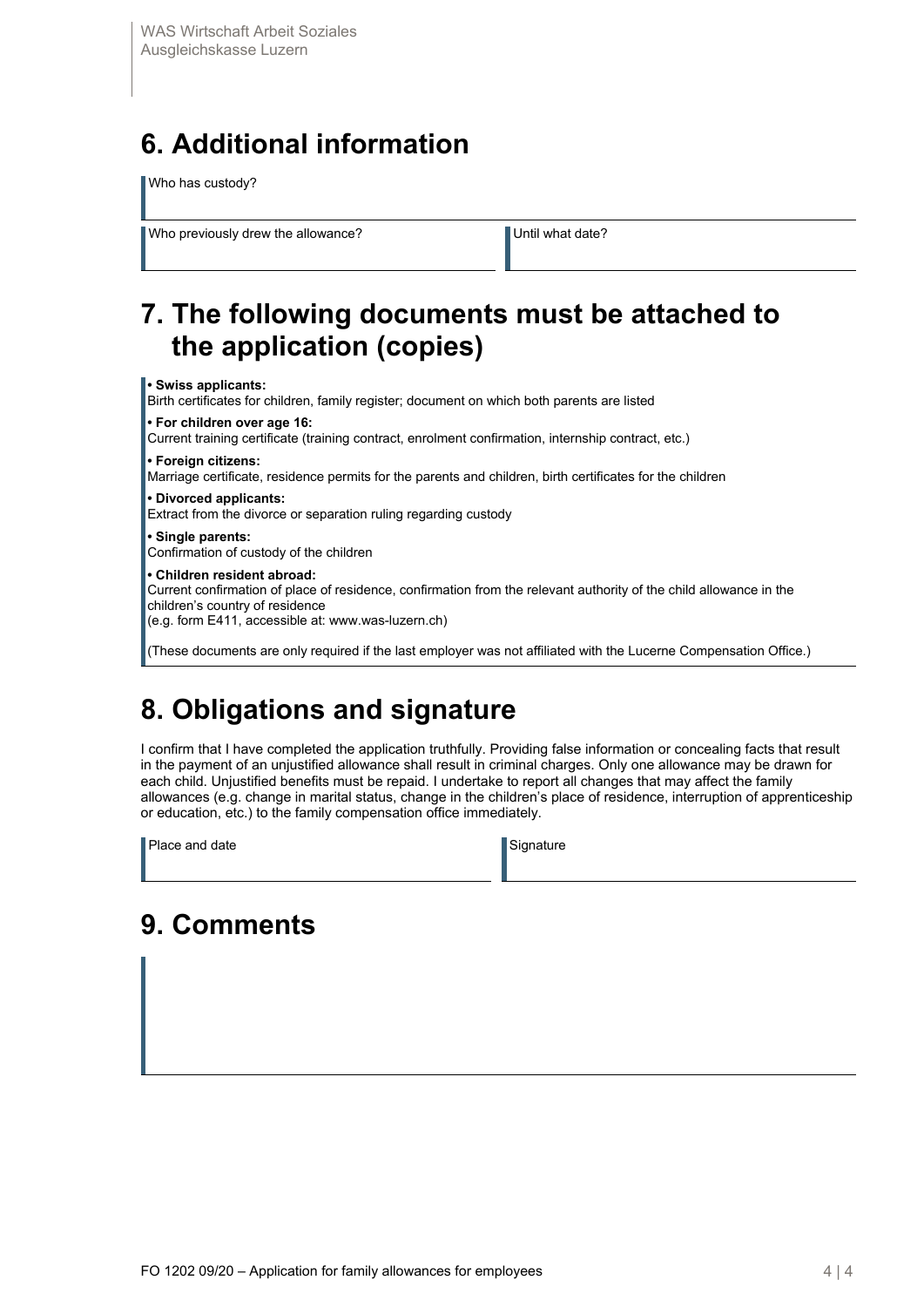# 6. Additional information

Who has custody?

Who previously drew the allowance?

Until what date?

# 7. The following documents must be attached to the application (copies)

**• Swiss applicants:**
Birth certificates for children, family register; document on which both parents are listed

**• For children over age 16:**
Current training certificate (training contract, enrolment confirmation, internship contract, etc.)

**• Foreign citizens:**
Marriage certificate, residence permits for the parents and children, birth certificates for the children

**• Divorced applicants:**
Extract from the divorce or separation ruling regarding custody

**• Single parents:**
Confirmation of custody of the children

**• Children resident abroad:**
Current confirmation of place of residence, confirmation from the relevant authority of the child allowance in the children's country of residence
(e.g. form E411, accessible at: www.was-luzern.ch)

(These documents are only required if the last employer was not affiliated with the Lucerne Compensation Office.)

# 8. Obligations and signature

I confirm that I have completed the application truthfully. Providing false information or concealing facts that result in the payment of an unjustified allowance shall result in criminal charges. Only one allowance may be drawn for each child. Unjustified benefits must be repaid. I undertake to report all changes that may affect the family allowances (e.g. change in marital status, change in the children's place of residence, interruption of apprenticeship or education, etc.) to the family compensation office immediately.

Place and date

Signature

# 9. Comments